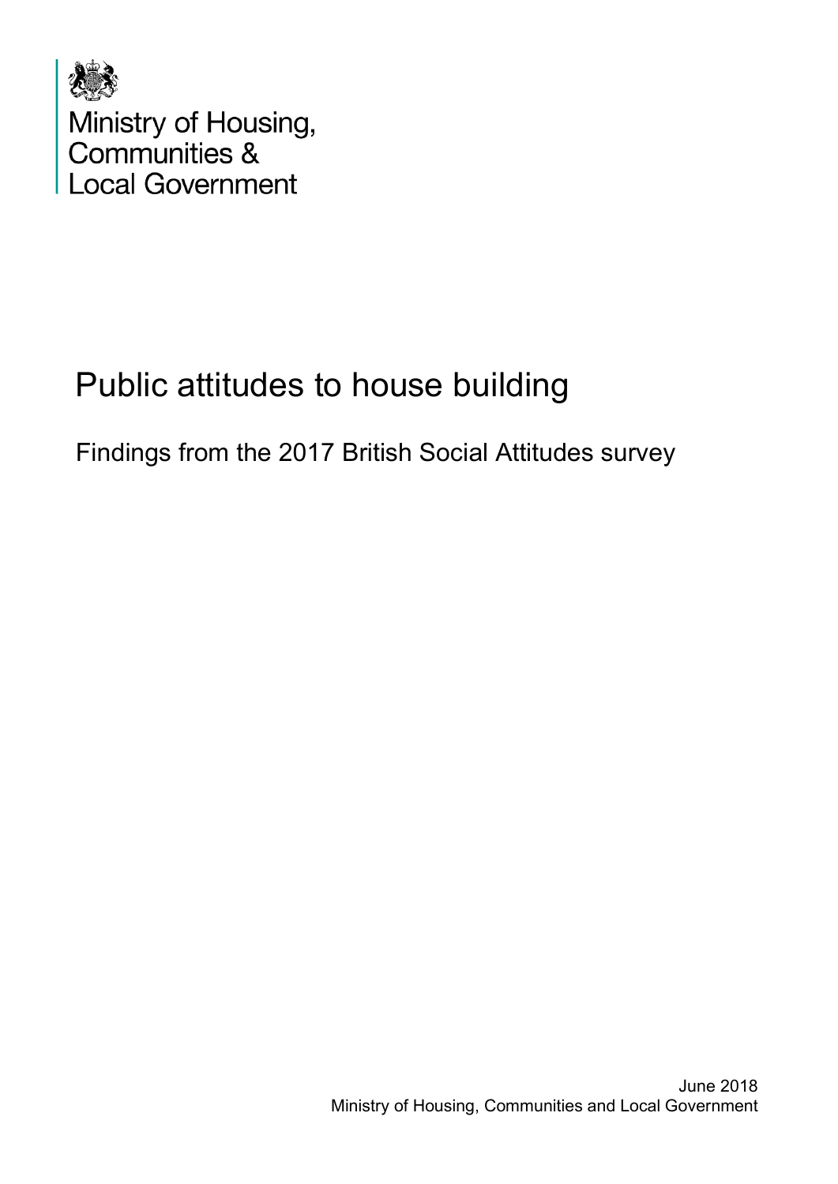Ministry of Housing,
Communities &
Local Government

# Public attitudes to house building

## Findings from the 2017 British Social Attitudes survey

June 2018
Ministry of Housing, Communities and Local Government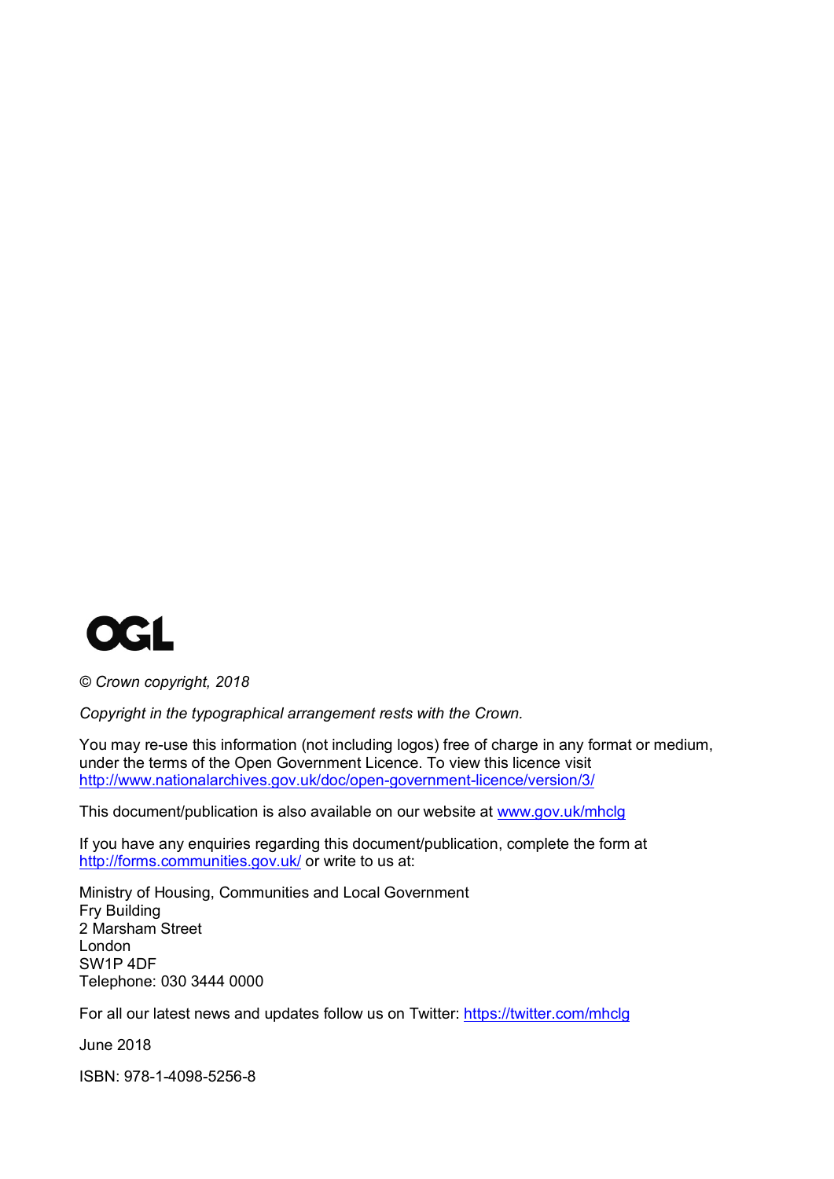OGL

*© Crown copyright, 2018*

*Copyright in the typographical arrangement rests with the Crown.*

You may re-use this information (not including logos) free of charge in any format or medium, under the terms of the Open Government Licence. To view this licence visit http://www.nationalarchives.gov.uk/doc/open-government-licence/version/3/

This document/publication is also available on our website at www.gov.uk/mhclg

If you have any enquiries regarding this document/publication, complete the form at http://forms.communities.gov.uk/ or write to us at:

Ministry of Housing, Communities and Local Government
Fry Building
2 Marsham Street
London
SW1P 4DF
Telephone: 030 3444 0000

For all our latest news and updates follow us on Twitter: https://twitter.com/mhclg

June 2018

ISBN: 978-1-4098-5256-8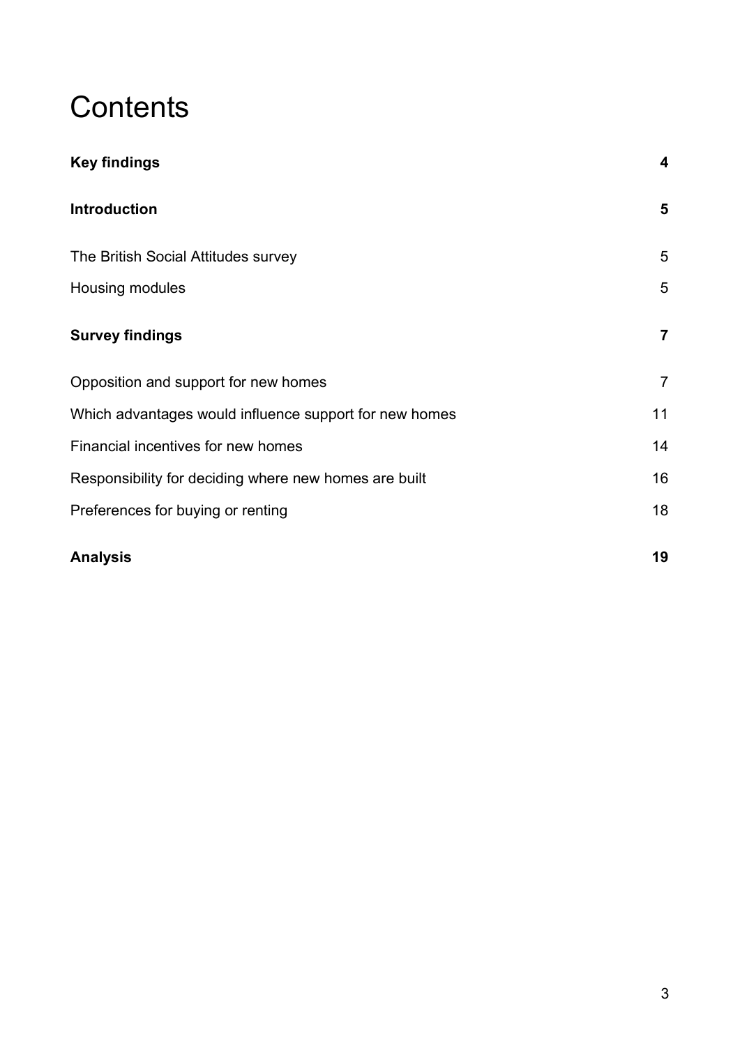# Contents

| | |
|---|---|
| **Key findings** | **4** |
| **Introduction** | **5** |
| The British Social Attitudes survey | 5 |
| Housing modules | 5 |
| **Survey findings** | **7** |
| Opposition and support for new homes | 7 |
| Which advantages would influence support for new homes | 11 |
| Financial incentives for new homes | 14 |
| Responsibility for deciding where new homes are built | 16 |
| Preferences for buying or renting | 18 |
| **Analysis** | **19** |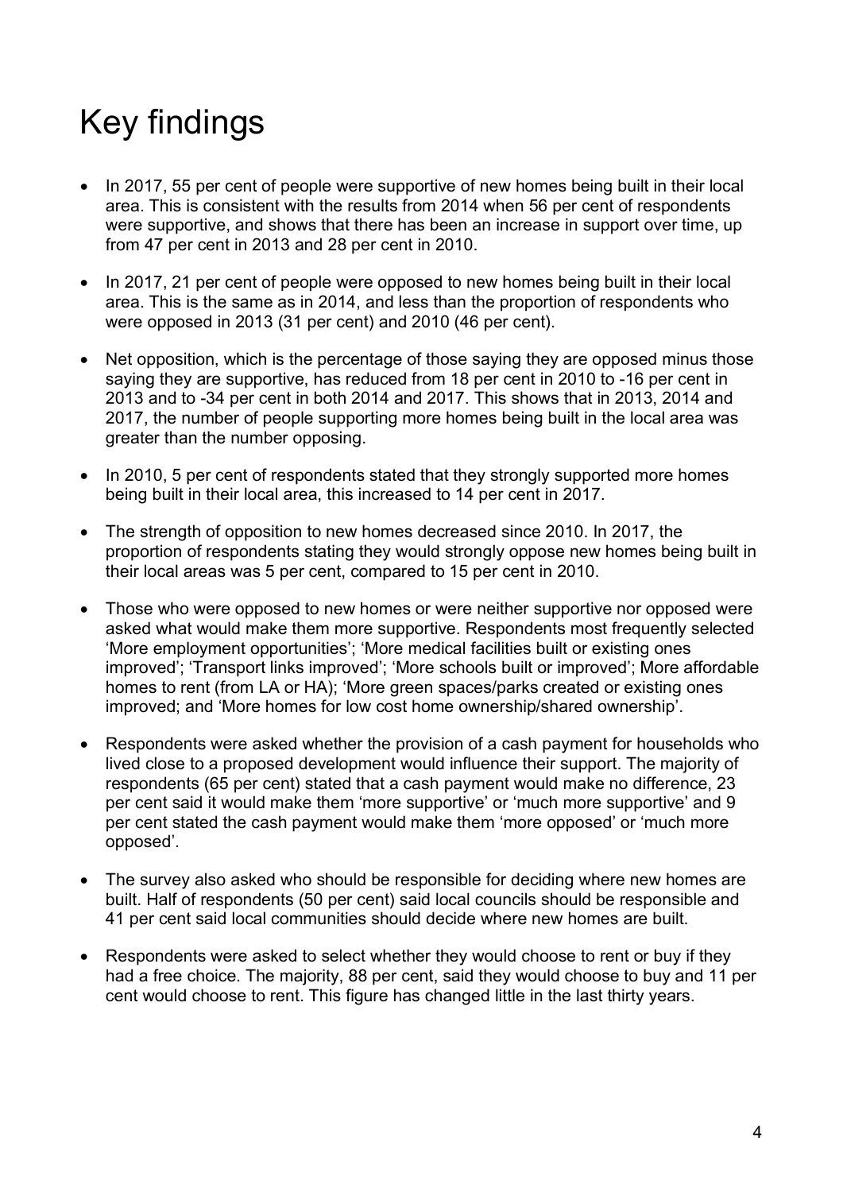# Key findings

- In 2017, 55 per cent of people were supportive of new homes being built in their local area. This is consistent with the results from 2014 when 56 per cent of respondents were supportive, and shows that there has been an increase in support over time, up from 47 per cent in 2013 and 28 per cent in 2010.
- In 2017, 21 per cent of people were opposed to new homes being built in their local area. This is the same as in 2014, and less than the proportion of respondents who were opposed in 2013 (31 per cent) and 2010 (46 per cent).
- Net opposition, which is the percentage of those saying they are opposed minus those saying they are supportive, has reduced from 18 per cent in 2010 to -16 per cent in 2013 and to -34 per cent in both 2014 and 2017. This shows that in 2013, 2014 and 2017, the number of people supporting more homes being built in the local area was greater than the number opposing.
- In 2010, 5 per cent of respondents stated that they strongly supported more homes being built in their local area, this increased to 14 per cent in 2017.
- The strength of opposition to new homes decreased since 2010. In 2017, the proportion of respondents stating they would strongly oppose new homes being built in their local areas was 5 per cent, compared to 15 per cent in 2010.
- Those who were opposed to new homes or were neither supportive nor opposed were asked what would make them more supportive. Respondents most frequently selected 'More employment opportunities'; 'More medical facilities built or existing ones improved'; 'Transport links improved'; 'More schools built or improved'; More affordable homes to rent (from LA or HA); 'More green spaces/parks created or existing ones improved; and 'More homes for low cost home ownership/shared ownership'.
- Respondents were asked whether the provision of a cash payment for households who lived close to a proposed development would influence their support. The majority of respondents (65 per cent) stated that a cash payment would make no difference, 23 per cent said it would make them 'more supportive' or 'much more supportive' and 9 per cent stated the cash payment would make them 'more opposed' or 'much more opposed'.
- The survey also asked who should be responsible for deciding where new homes are built. Half of respondents (50 per cent) said local councils should be responsible and 41 per cent said local communities should decide where new homes are built.
- Respondents were asked to select whether they would choose to rent or buy if they had a free choice. The majority, 88 per cent, said they would choose to buy and 11 per cent would choose to rent. This figure has changed little in the last thirty years.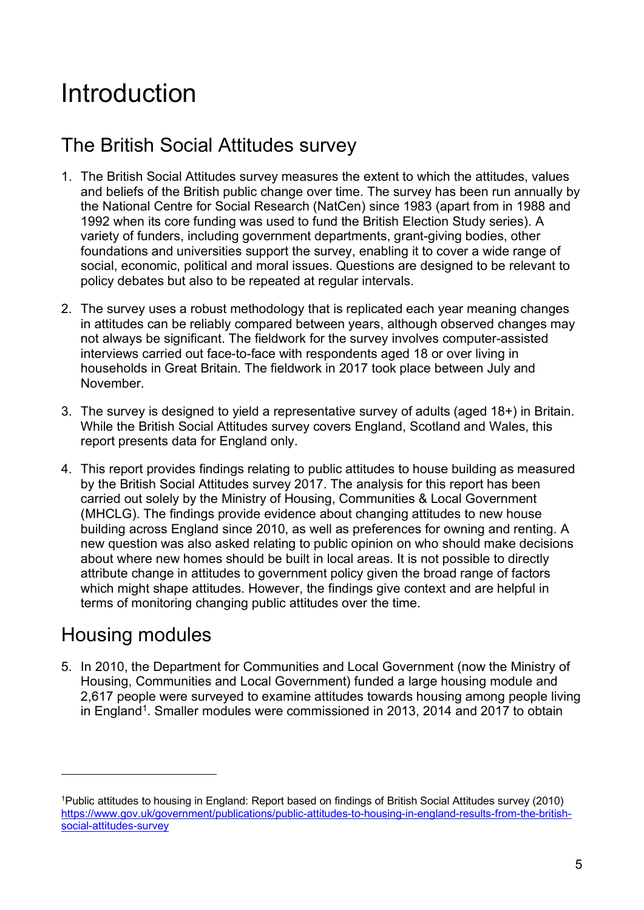# Introduction

## The British Social Attitudes survey

1. The British Social Attitudes survey measures the extent to which the attitudes, values and beliefs of the British public change over time. The survey has been run annually by the National Centre for Social Research (NatCen) since 1983 (apart from in 1988 and 1992 when its core funding was used to fund the British Election Study series). A variety of funders, including government departments, grant-giving bodies, other foundations and universities support the survey, enabling it to cover a wide range of social, economic, political and moral issues. Questions are designed to be relevant to policy debates but also to be repeated at regular intervals.

2. The survey uses a robust methodology that is replicated each year meaning changes in attitudes can be reliably compared between years, although observed changes may not always be significant. The fieldwork for the survey involves computer-assisted interviews carried out face-to-face with respondents aged 18 or over living in households in Great Britain. The fieldwork in 2017 took place between July and November.

3. The survey is designed to yield a representative survey of adults (aged 18+) in Britain. While the British Social Attitudes survey covers England, Scotland and Wales, this report presents data for England only.

4. This report provides findings relating to public attitudes to house building as measured by the British Social Attitudes survey 2017. The analysis for this report has been carried out solely by the Ministry of Housing, Communities & Local Government (MHCLG). The findings provide evidence about changing attitudes to new house building across England since 2010, as well as preferences for owning and renting. A new question was also asked relating to public opinion on who should make decisions about where new homes should be built in local areas. It is not possible to directly attribute change in attitudes to government policy given the broad range of factors which might shape attitudes. However, the findings give context and are helpful in terms of monitoring changing public attitudes over the time.

## Housing modules

5. In 2010, the Department for Communities and Local Government (now the Ministry of Housing, Communities and Local Government) funded a large housing module and 2,617 people were surveyed to examine attitudes towards housing among people living in England[1]. Smaller modules were commissioned in 2013, 2014 and 2017 to obtain

---

[1] Public attitudes to housing in England: Report based on findings of British Social Attitudes survey (2010) https://www.gov.uk/government/publications/public-attitudes-to-housing-in-england-results-from-the-british-social-attitudes-survey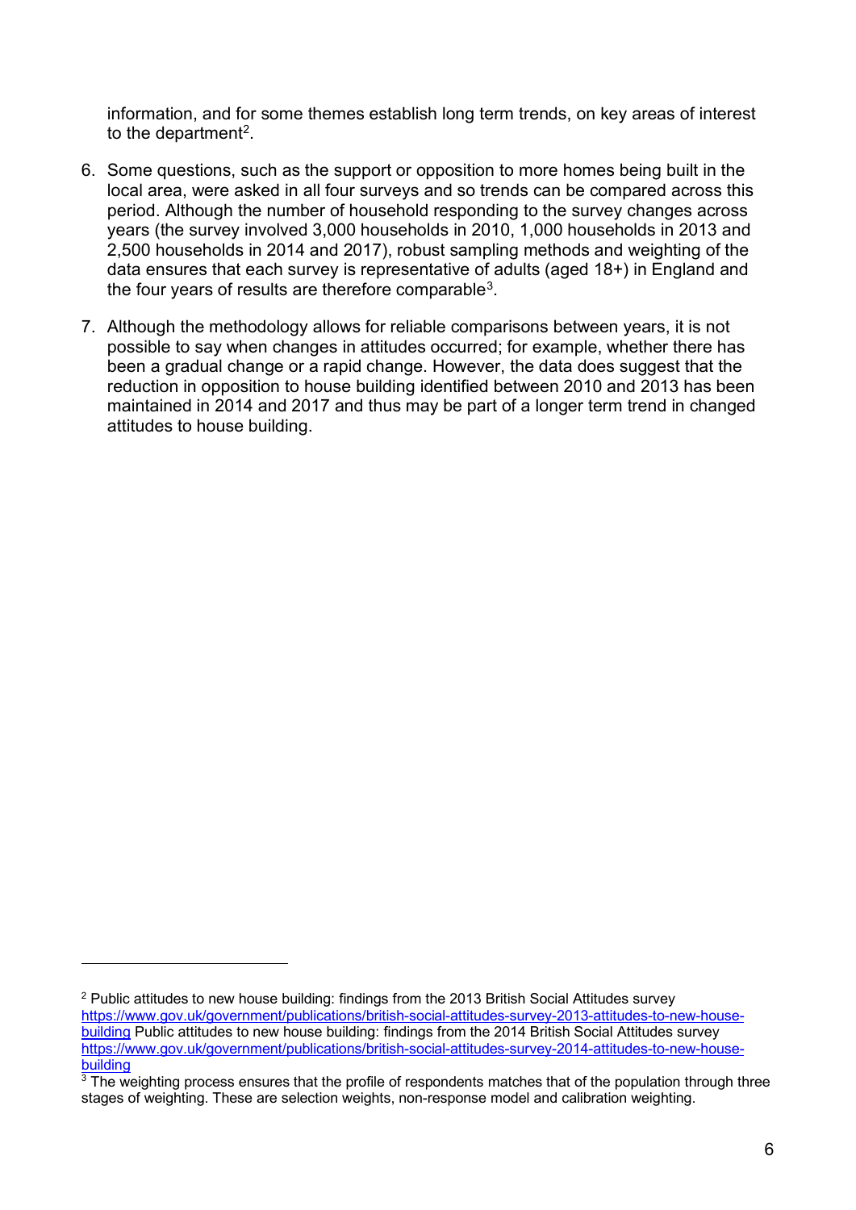information, and for some themes establish long term trends, on key areas of interest to the department[2].

6. Some questions, such as the support or opposition to more homes being built in the local area, were asked in all four surveys and so trends can be compared across this period. Although the number of household responding to the survey changes across years (the survey involved 3,000 households in 2010, 1,000 households in 2013 and 2,500 households in 2014 and 2017), robust sampling methods and weighting of the data ensures that each survey is representative of adults (aged 18+) in England and the four years of results are therefore comparable[3].

7. Although the methodology allows for reliable comparisons between years, it is not possible to say when changes in attitudes occurred; for example, whether there has been a gradual change or a rapid change. However, the data does suggest that the reduction in opposition to house building identified between 2010 and 2013 has been maintained in 2014 and 2017 and thus may be part of a longer term trend in changed attitudes to house building.

---

[2] Public attitudes to new house building: findings from the 2013 British Social Attitudes survey https://www.gov.uk/government/publications/british-social-attitudes-survey-2013-attitudes-to-new-house-building Public attitudes to new house building: findings from the 2014 British Social Attitudes survey https://www.gov.uk/government/publications/british-social-attitudes-survey-2014-attitudes-to-new-house-building

[3] The weighting process ensures that the profile of respondents matches that of the population through three stages of weighting. These are selection weights, non-response model and calibration weighting.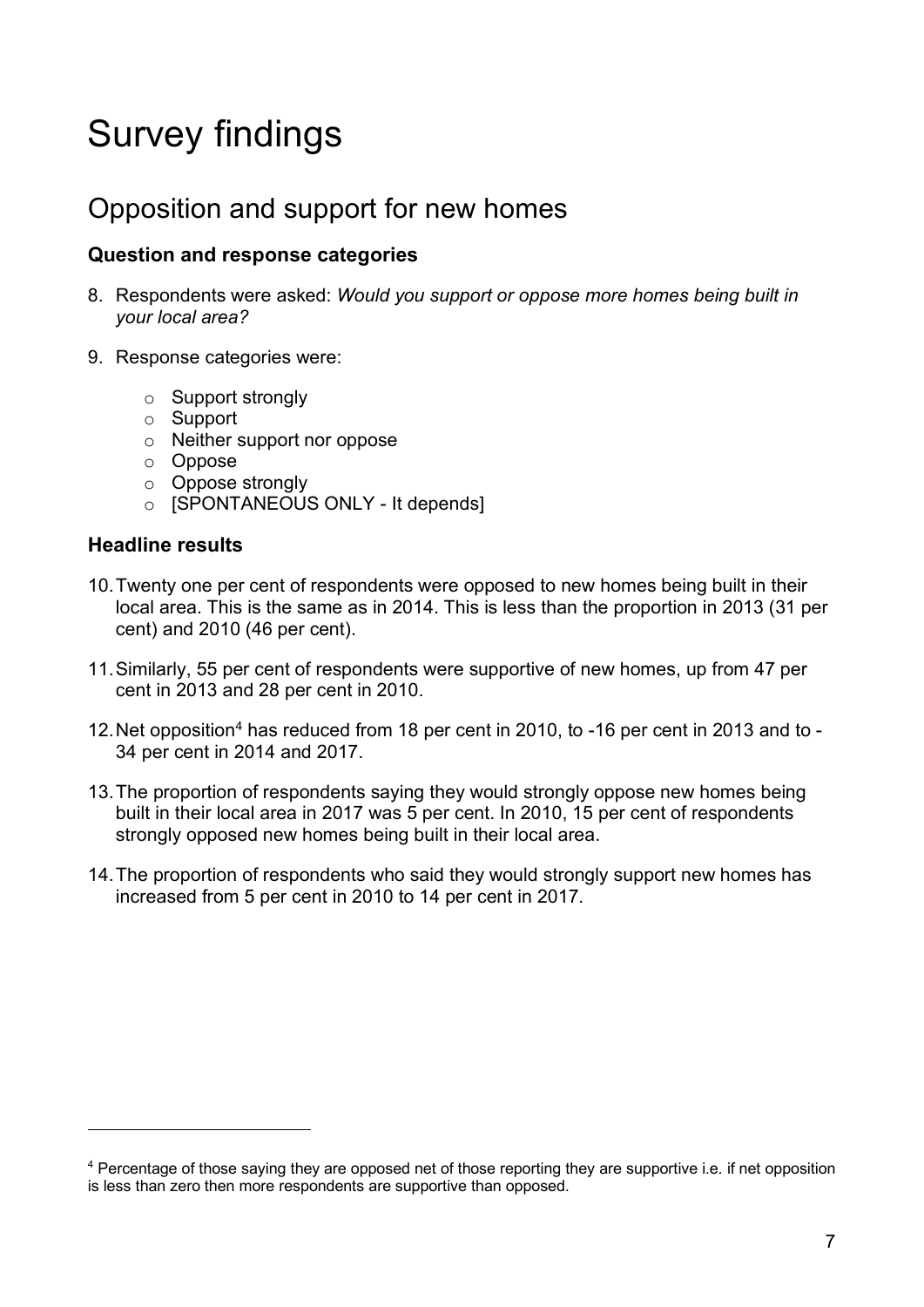# Survey findings

## Opposition and support for new homes

### Question and response categories

8. Respondents were asked: *Would you support or oppose more homes being built in your local area?*

9. Response categories were:

    - Support strongly
    - Support
    - Neither support nor oppose
    - Oppose
    - Oppose strongly
    - [SPONTANEOUS ONLY - It depends]

### Headline results

10. Twenty one per cent of respondents were opposed to new homes being built in their local area. This is the same as in 2014. This is less than the proportion in 2013 (31 per cent) and 2010 (46 per cent).

11. Similarly, 55 per cent of respondents were supportive of new homes, up from 47 per cent in 2013 and 28 per cent in 2010.

12. Net opposition[4] has reduced from 18 per cent in 2010, to -16 per cent in 2013 and to -34 per cent in 2014 and 2017.

13. The proportion of respondents saying they would strongly oppose new homes being built in their local area in 2017 was 5 per cent. In 2010, 15 per cent of respondents strongly opposed new homes being built in their local area.

14. The proportion of respondents who said they would strongly support new homes has increased from 5 per cent in 2010 to 14 per cent in 2017.

---

[4] Percentage of those saying they are opposed net of those reporting they are supportive i.e. if net opposition is less than zero then more respondents are supportive than opposed.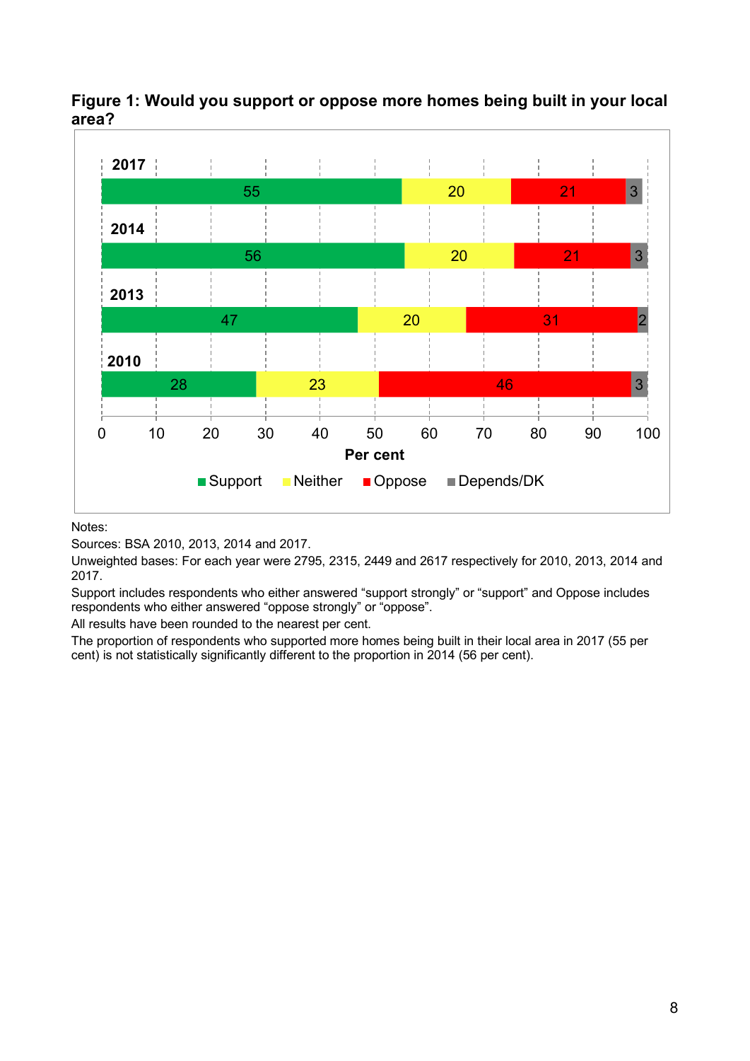**Figure 1: Would you support or oppose more homes being built in your local area?**

| Year | Support | Neither | Oppose | Depends/DK |
|---|---|---|---|---|
| 2017 | 55 | 20 | 21 | 3 |
| 2014 | 56 | 20 | 21 | 3 |
| 2013 | 47 | 20 | 31 | 2 |
| 2010 | 28 | 23 | 46 | 3 |

Per cent

Notes:

Sources: BSA 2010, 2013, 2014 and 2017.

Unweighted bases: For each year were 2795, 2315, 2449 and 2617 respectively for 2010, 2013, 2014 and 2017.

Support includes respondents who either answered “support strongly” or “support” and Oppose includes respondents who either answered “oppose strongly” or “oppose”.

All results have been rounded to the nearest per cent.

The proportion of respondents who supported more homes being built in their local area in 2017 (55 per cent) is not statistically significantly different to the proportion in 2014 (56 per cent).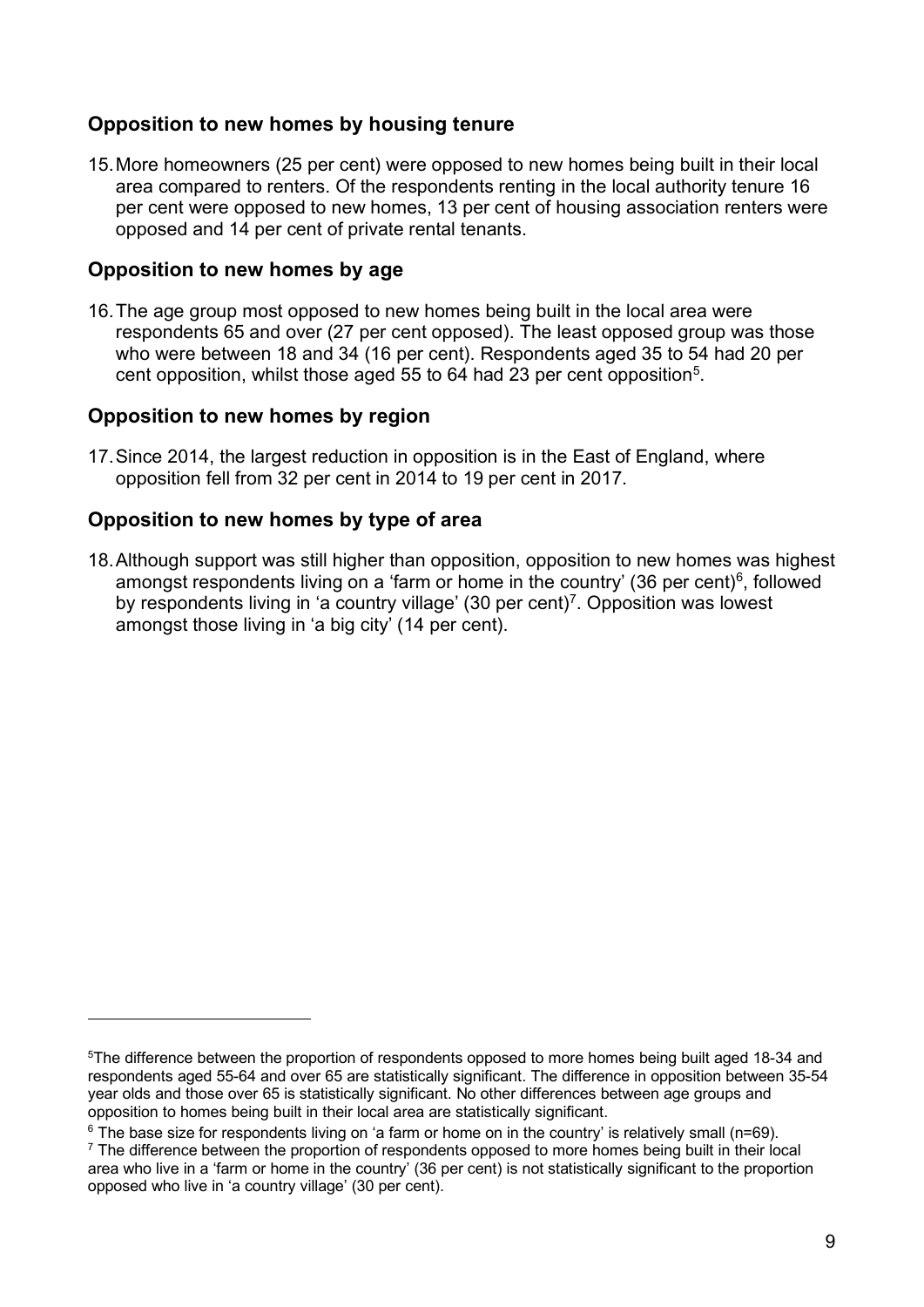### Opposition to new homes by housing tenure

15. More homeowners (25 per cent) were opposed to new homes being built in their local area compared to renters. Of the respondents renting in the local authority tenure 16 per cent were opposed to new homes, 13 per cent of housing association renters were opposed and 14 per cent of private rental tenants.

### Opposition to new homes by age

16. The age group most opposed to new homes being built in the local area were respondents 65 and over (27 per cent opposed). The least opposed group was those who were between 18 and 34 (16 per cent). Respondents aged 35 to 54 had 20 per cent opposition, whilst those aged 55 to 64 had 23 per cent opposition[5].

### Opposition to new homes by region

17. Since 2014, the largest reduction in opposition is in the East of England, where opposition fell from 32 per cent in 2014 to 19 per cent in 2017.

### Opposition to new homes by type of area

18. Although support was still higher than opposition, opposition to new homes was highest amongst respondents living on a 'farm or home in the country' (36 per cent)[6], followed by respondents living in 'a country village' (30 per cent)[7]. Opposition was lowest amongst those living in 'a big city' (14 per cent).

---

[5] The difference between the proportion of respondents opposed to more homes being built aged 18-34 and respondents aged 55-64 and over 65 are statistically significant. The difference in opposition between 35-54 year olds and those over 65 is statistically significant. No other differences between age groups and opposition to homes being built in their local area are statistically significant.

[6] The base size for respondents living on 'a farm or home on in the country' is relatively small (n=69).

[7] The difference between the proportion of respondents opposed to more homes being built in their local area who live in a 'farm or home in the country' (36 per cent) is not statistically significant to the proportion opposed who live in 'a country village' (30 per cent).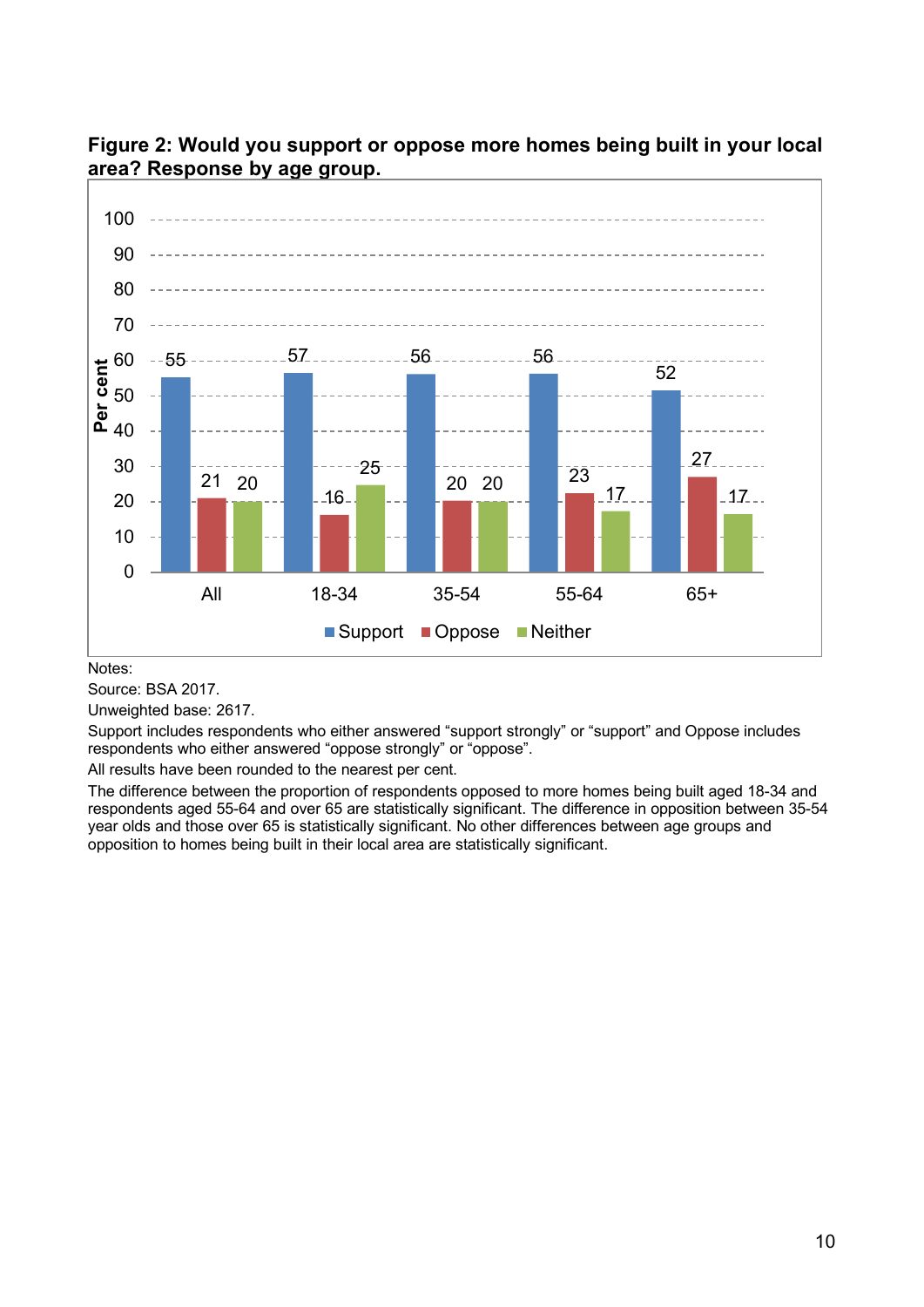**Figure 2: Would you support or oppose more homes being built in your local area? Response by age group.**

| Age group | Support | Oppose | Neither |
| --- | --- | --- | --- |
| All | 55 | 21 | 20 |
| 18-34 | 57 | 16 | 25 |
| 35-54 | 56 | 20 | 20 |
| 55-64 | 56 | 23 | 17 |
| 65+ | 52 | 27 | 17 |

Notes:

Source: BSA 2017.

Unweighted base: 2617.

Support includes respondents who either answered “support strongly” or “support” and Oppose includes respondents who either answered “oppose strongly” or “oppose”.

All results have been rounded to the nearest per cent.

The difference between the proportion of respondents opposed to more homes being built aged 18-34 and respondents aged 55-64 and over 65 are statistically significant. The difference in opposition between 35-54 year olds and those over 65 is statistically significant. No other differences between age groups and opposition to homes being built in their local area are statistically significant.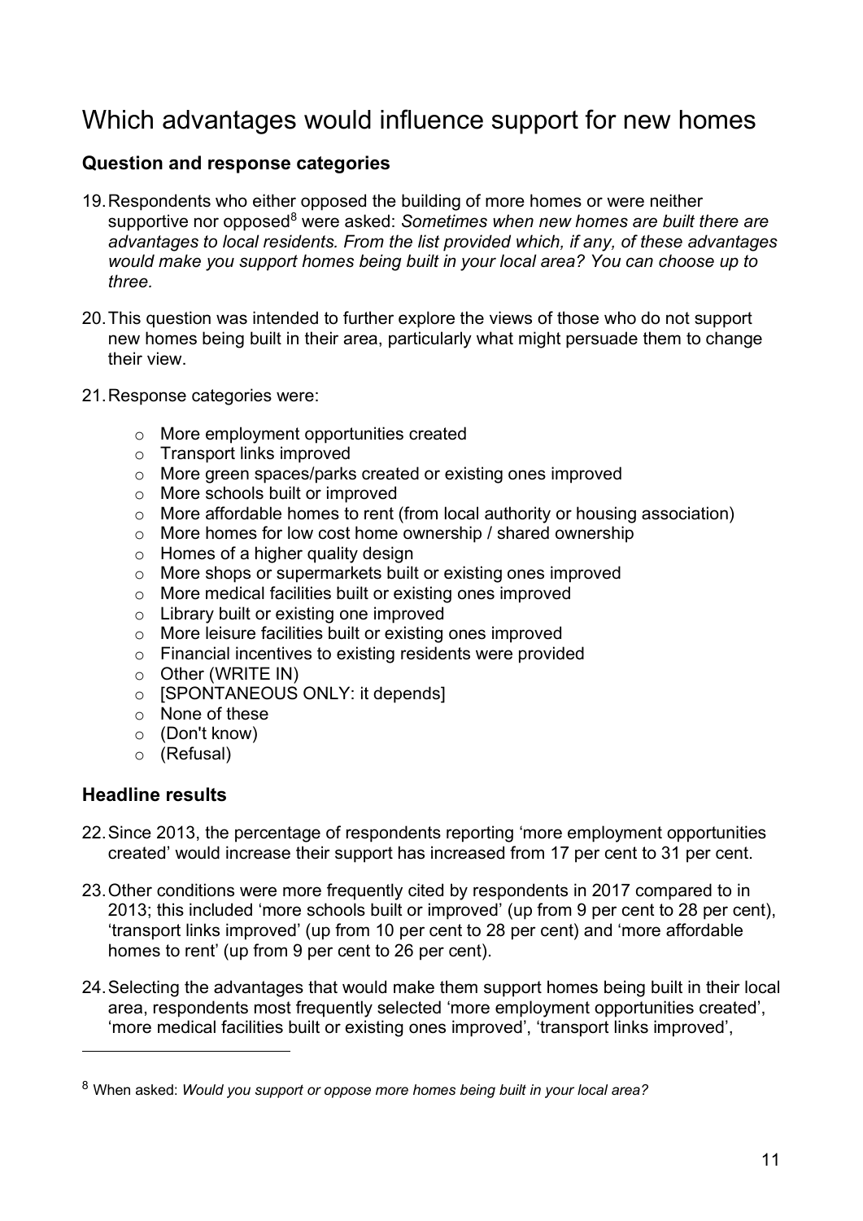# Which advantages would influence support for new homes

### Question and response categories

19. Respondents who either opposed the building of more homes or were neither supportive nor opposed[8] were asked: *Sometimes when new homes are built there are advantages to local residents. From the list provided which, if any, of these advantages would make you support homes being built in your local area? You can choose up to three.*

20. This question was intended to further explore the views of those who do not support new homes being built in their area, particularly what might persuade them to change their view.

21. Response categories were:

    - More employment opportunities created
    - Transport links improved
    - More green spaces/parks created or existing ones improved
    - More schools built or improved
    - More affordable homes to rent (from local authority or housing association)
    - More homes for low cost home ownership / shared ownership
    - Homes of a higher quality design
    - More shops or supermarkets built or existing ones improved
    - More medical facilities built or existing ones improved
    - Library built or existing one improved
    - More leisure facilities built or existing ones improved
    - Financial incentives to existing residents were provided
    - Other (WRITE IN)
    - [SPONTANEOUS ONLY: it depends]
    - None of these
    - (Don't know)
    - (Refusal)

### Headline results

22. Since 2013, the percentage of respondents reporting 'more employment opportunities created' would increase their support has increased from 17 per cent to 31 per cent.

23. Other conditions were more frequently cited by respondents in 2017 compared to in 2013; this included 'more schools built or improved' (up from 9 per cent to 28 per cent), 'transport links improved' (up from 10 per cent to 28 per cent) and 'more affordable homes to rent' (up from 9 per cent to 26 per cent).

24. Selecting the advantages that would make them support homes being built in their local area, respondents most frequently selected 'more employment opportunities created', 'more medical facilities built or existing ones improved', 'transport links improved',

---

[8] When asked: *Would you support or oppose more homes being built in your local area?*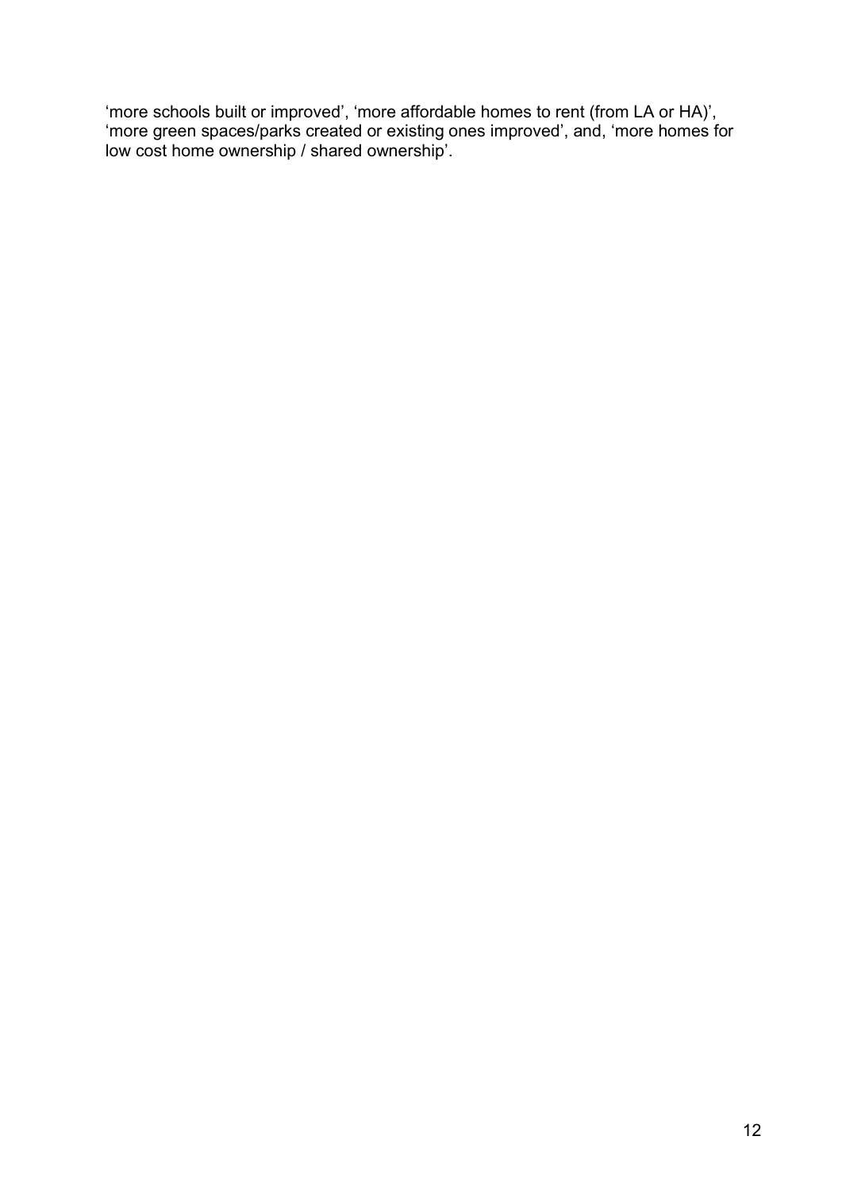'more schools built or improved', 'more affordable homes to rent (from LA or HA)', 'more green spaces/parks created or existing ones improved', and, 'more homes for low cost home ownership / shared ownership'.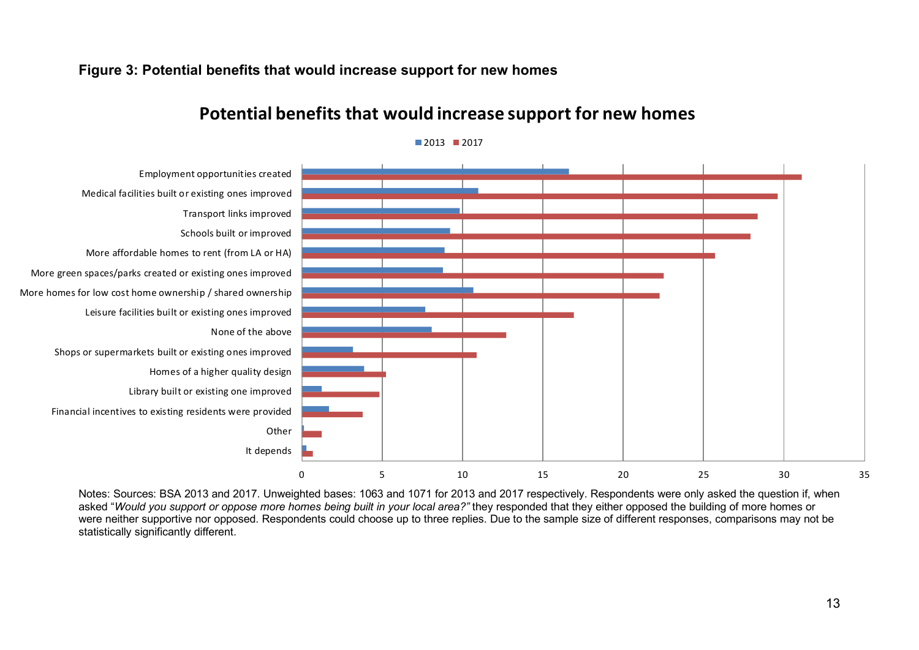**Figure 3: Potential benefits that would increase support for new homes**

## Potential benefits that would increase support for new homes

■ 2013 ■ 2017

| Benefit | 2013 | 2017 |
|---|---|---|
| Employment opportunities created | | |
| Medical facilities built or existing ones improved | | |
| Transport links improved | | |
| Schools built or improved | | |
| More affordable homes to rent (from LA or HA) | | |
| More green spaces/parks created or existing ones improved | | |
| More homes for low cost home ownership / shared ownership | | |
| Leisure facilities built or existing ones improved | | |
| None of the above | | |
| Shops or supermarkets built or existing ones improved | | |
| Homes of a higher quality design | | |
| Library built or existing one improved | | |
| Financial incentives to existing residents were provided | | |
| Other | | |
| It depends | | |

0 5 10 15 20 25 30 35

Notes: Sources: BSA 2013 and 2017. Unweighted bases: 1063 and 1071 for 2013 and 2017 respectively. Respondents were only asked the question if, when asked "*Would you support or oppose more homes being built in your local area?"* they responded that they either opposed the building of more homes or were neither supportive nor opposed. Respondents could choose up to three replies. Due to the sample size of different responses, comparisons may not be statistically significantly different.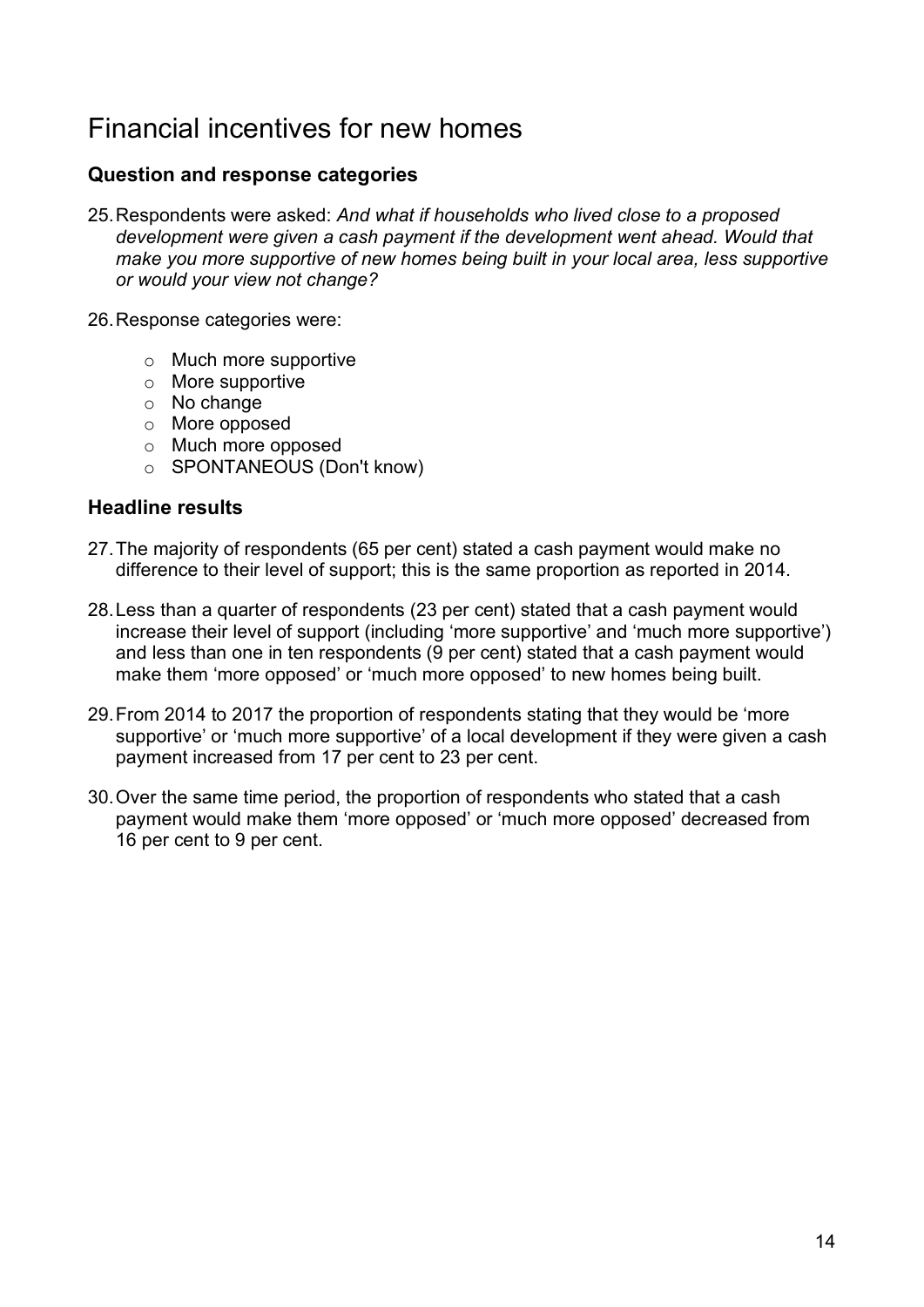# Financial incentives for new homes

### Question and response categories

25. Respondents were asked: *And what if households who lived close to a proposed development were given a cash payment if the development went ahead. Would that make you more supportive of new homes being built in your local area, less supportive or would your view not change?*

26. Response categories were:

   - Much more supportive
   - More supportive
   - No change
   - More opposed
   - Much more opposed
   - SPONTANEOUS (Don't know)

### Headline results

27. The majority of respondents (65 per cent) stated a cash payment would make no difference to their level of support; this is the same proportion as reported in 2014.

28. Less than a quarter of respondents (23 per cent) stated that a cash payment would increase their level of support (including 'more supportive' and 'much more supportive') and less than one in ten respondents (9 per cent) stated that a cash payment would make them 'more opposed' or 'much more opposed' to new homes being built.

29. From 2014 to 2017 the proportion of respondents stating that they would be 'more supportive' or 'much more supportive' of a local development if they were given a cash payment increased from 17 per cent to 23 per cent.

30. Over the same time period, the proportion of respondents who stated that a cash payment would make them 'more opposed' or 'much more opposed' decreased from 16 per cent to 9 per cent.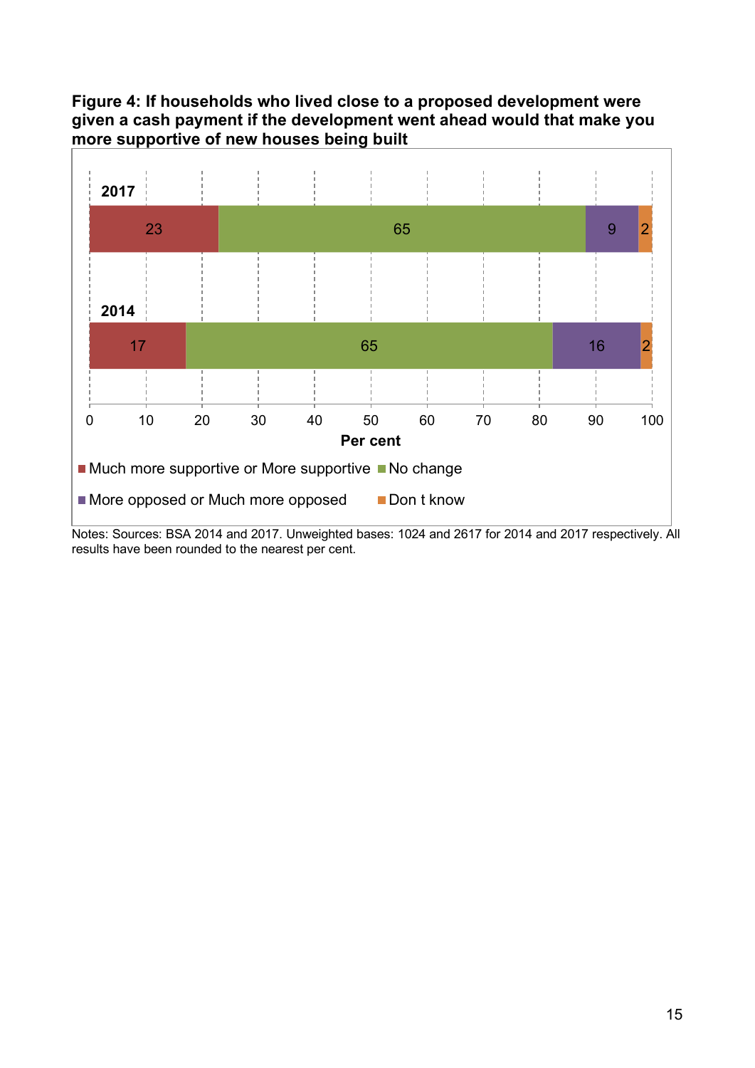**Figure 4: If households who lived close to a proposed development were given a cash payment if the development went ahead would that make you more supportive of new houses being built**

| Year | Much more supportive or More supportive | No change | More opposed or Much more opposed | Don t know |
|---|---|---|---|---|
| 2017 | 23 | 65 | 9 | 2 |
| 2014 | 17 | 65 | 16 | 2 |

Per cent

Notes: Sources: BSA 2014 and 2017. Unweighted bases: 1024 and 2617 for 2014 and 2017 respectively. All results have been rounded to the nearest per cent.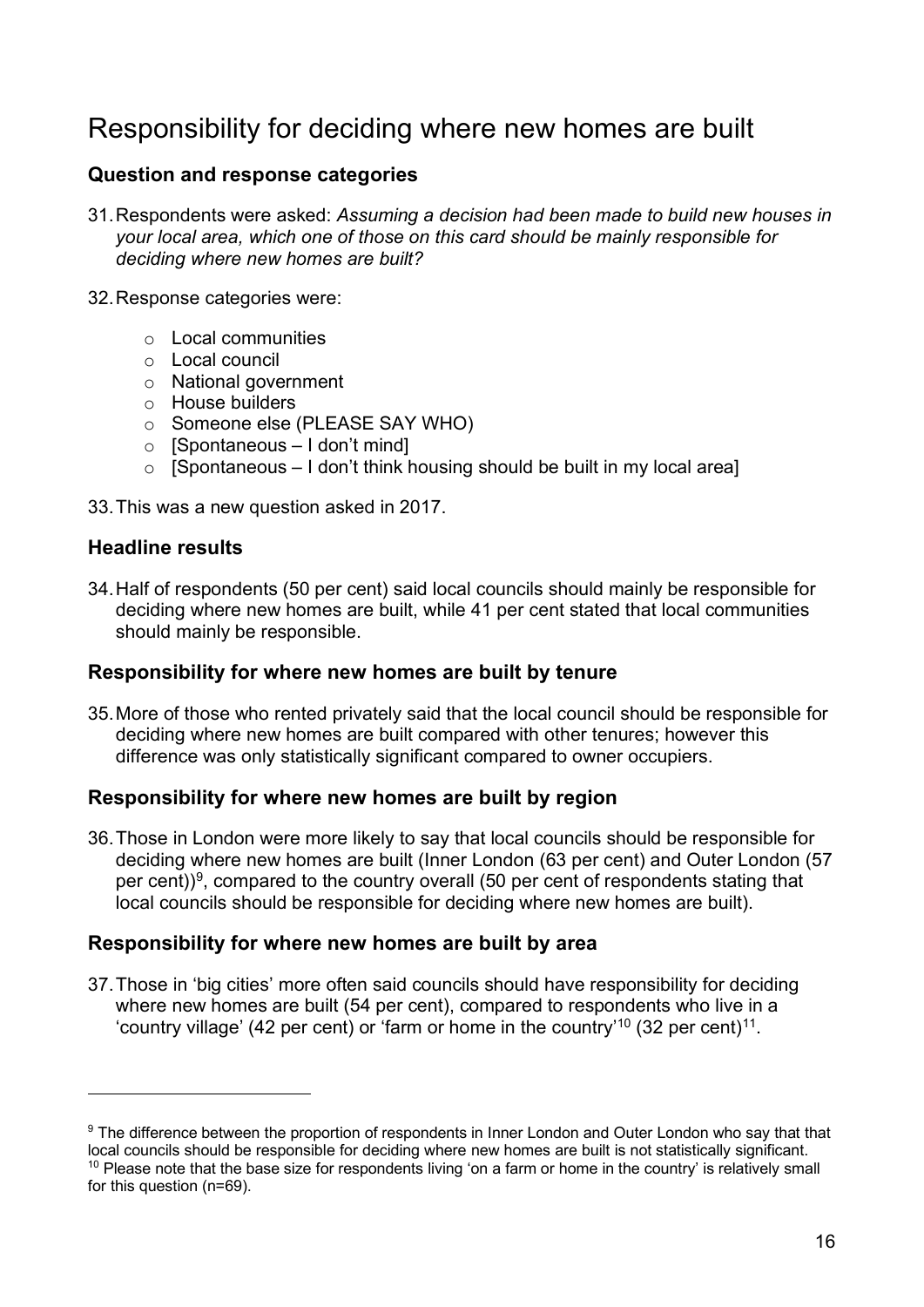# Responsibility for deciding where new homes are built

### Question and response categories

31. Respondents were asked: *Assuming a decision had been made to build new houses in your local area, which one of those on this card should be mainly responsible for deciding where new homes are built?*

32. Response categories were:

    - Local communities
    - Local council
    - National government
    - House builders
    - Someone else (PLEASE SAY WHO)
    - [Spontaneous – I don't mind]
    - [Spontaneous – I don't think housing should be built in my local area]

33. This was a new question asked in 2017.

### Headline results

34. Half of respondents (50 per cent) said local councils should mainly be responsible for deciding where new homes are built, while 41 per cent stated that local communities should mainly be responsible.

### Responsibility for where new homes are built by tenure

35. More of those who rented privately said that the local council should be responsible for deciding where new homes are built compared with other tenures; however this difference was only statistically significant compared to owner occupiers.

### Responsibility for where new homes are built by region

36. Those in London were more likely to say that local councils should be responsible for deciding where new homes are built (Inner London (63 per cent) and Outer London (57 per cent))[9], compared to the country overall (50 per cent of respondents stating that local councils should be responsible for deciding where new homes are built).

### Responsibility for where new homes are built by area

37. Those in 'big cities' more often said councils should have responsibility for deciding where new homes are built (54 per cent), compared to respondents who live in a 'country village' (42 per cent) or 'farm or home in the country'[10] (32 per cent)[11].

---

[9] The difference between the proportion of respondents in Inner London and Outer London who say that that local councils should be responsible for deciding where new homes are built is not statistically significant.

[10] Please note that the base size for respondents living 'on a farm or home in the country' is relatively small for this question (n=69).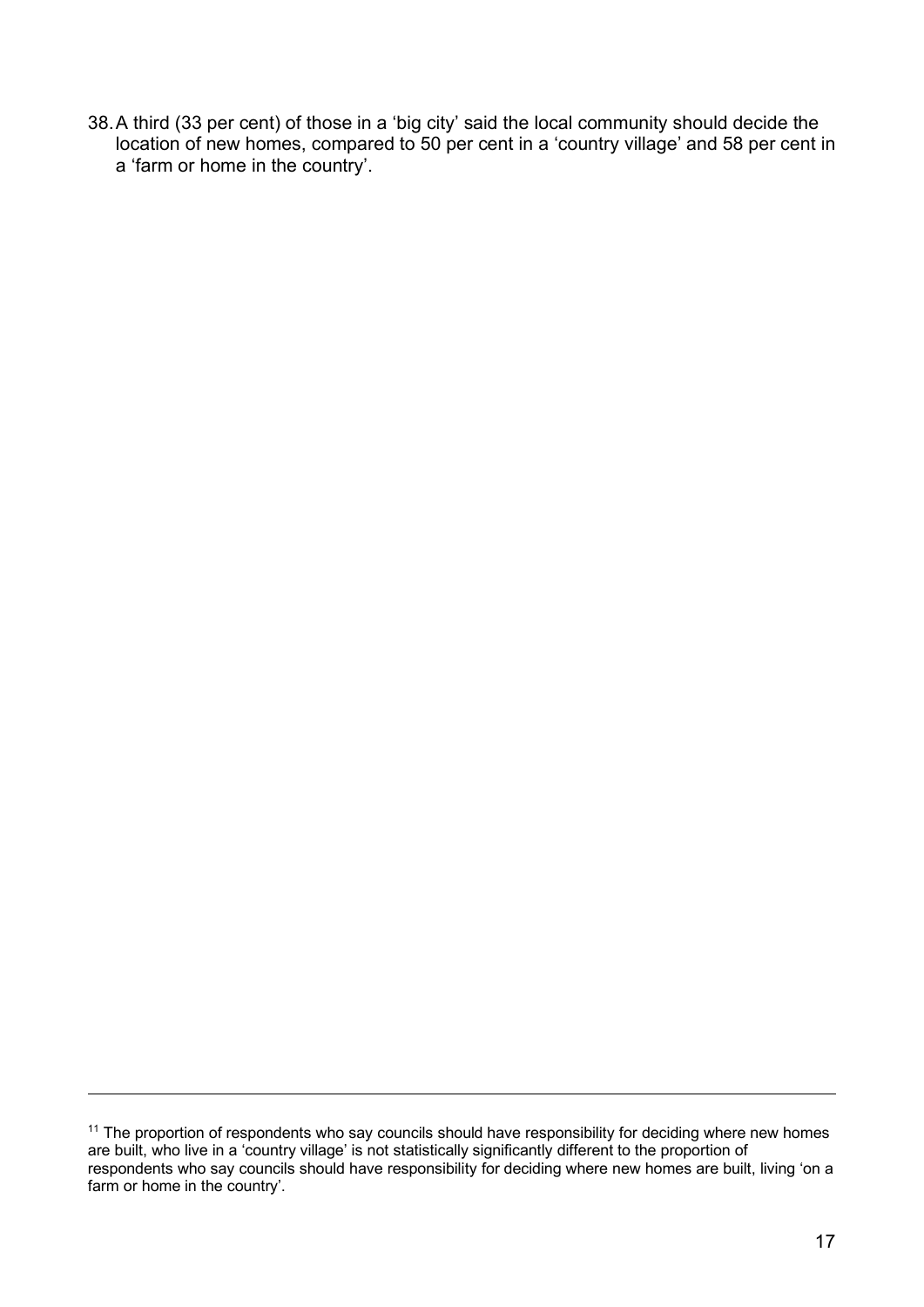38. A third (33 per cent) of those in a 'big city' said the local community should decide the location of new homes, compared to 50 per cent in a 'country village' and 58 per cent in a 'farm or home in the country'.

[11] The proportion of respondents who say councils should have responsibility for deciding where new homes are built, who live in a 'country village' is not statistically significantly different to the proportion of respondents who say councils should have responsibility for deciding where new homes are built, living 'on a farm or home in the country'.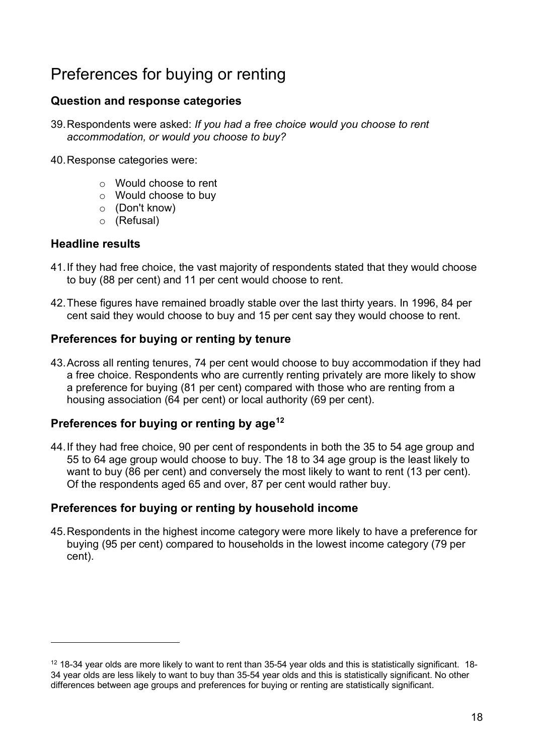# Preferences for buying or renting

## Question and response categories

39. Respondents were asked: *If you had a free choice would you choose to rent accommodation, or would you choose to buy?*

40. Response categories were:

    - Would choose to rent
    - Would choose to buy
    - (Don't know)
    - (Refusal)

## Headline results

41. If they had free choice, the vast majority of respondents stated that they would choose to buy (88 per cent) and 11 per cent would choose to rent.

42. These figures have remained broadly stable over the last thirty years. In 1996, 84 per cent said they would choose to buy and 15 per cent say they would choose to rent.

## Preferences for buying or renting by tenure

43. Across all renting tenures, 74 per cent would choose to buy accommodation if they had a free choice. Respondents who are currently renting privately are more likely to show a preference for buying (81 per cent) compared with those who are renting from a housing association (64 per cent) or local authority (69 per cent).

## Preferences for buying or renting by age[12]

44. If they had free choice, 90 per cent of respondents in both the 35 to 54 age group and 55 to 64 age group would choose to buy. The 18 to 34 age group is the least likely to want to buy (86 per cent) and conversely the most likely to want to rent (13 per cent). Of the respondents aged 65 and over, 87 per cent would rather buy.

## Preferences for buying or renting by household income

45. Respondents in the highest income category were more likely to have a preference for buying (95 per cent) compared to households in the lowest income category (79 per cent).

---

[12] 18-34 year olds are more likely to want to rent than 35-54 year olds and this is statistically significant. 18-34 year olds are less likely to want to buy than 35-54 year olds and this is statistically significant. No other differences between age groups and preferences for buying or renting are statistically significant.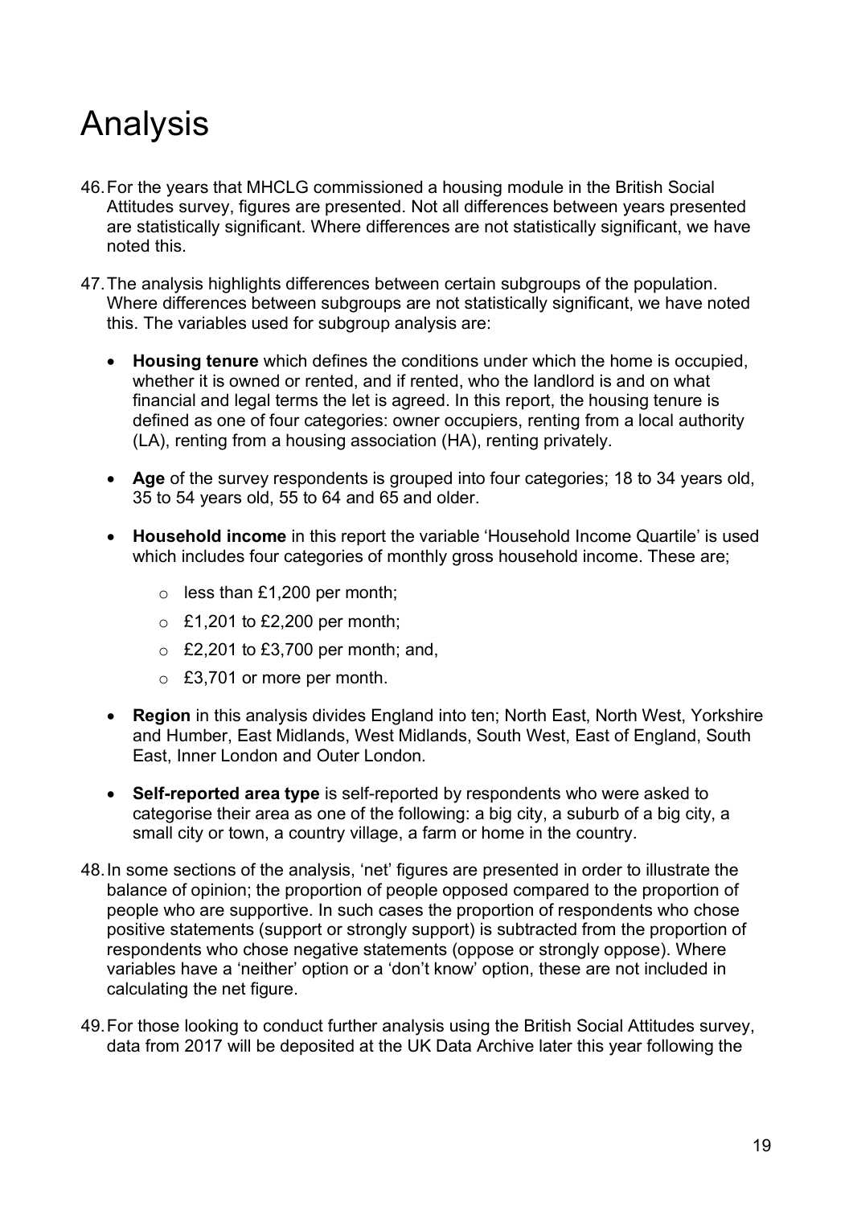# Analysis

46. For the years that MHCLG commissioned a housing module in the British Social Attitudes survey, figures are presented. Not all differences between years presented are statistically significant. Where differences are not statistically significant, we have noted this.

47. The analysis highlights differences between certain subgroups of the population. Where differences between subgroups are not statistically significant, we have noted this. The variables used for subgroup analysis are:

    - **Housing tenure** which defines the conditions under which the home is occupied, whether it is owned or rented, and if rented, who the landlord is and on what financial and legal terms the let is agreed. In this report, the housing tenure is defined as one of four categories: owner occupiers, renting from a local authority (LA), renting from a housing association (HA), renting privately.

    - **Age** of the survey respondents is grouped into four categories; 18 to 34 years old, 35 to 54 years old, 55 to 64 and 65 and older.

    - **Household income** in this report the variable 'Household Income Quartile' is used which includes four categories of monthly gross household income. These are;

        - less than £1,200 per month;
        - £1,201 to £2,200 per month;
        - £2,201 to £3,700 per month; and,
        - £3,701 or more per month.

    - **Region** in this analysis divides England into ten; North East, North West, Yorkshire and Humber, East Midlands, West Midlands, South West, East of England, South East, Inner London and Outer London.

    - **Self-reported area type** is self-reported by respondents who were asked to categorise their area as one of the following: a big city, a suburb of a big city, a small city or town, a country village, a farm or home in the country.

48. In some sections of the analysis, 'net' figures are presented in order to illustrate the balance of opinion; the proportion of people opposed compared to the proportion of people who are supportive. In such cases the proportion of respondents who chose positive statements (support or strongly support) is subtracted from the proportion of respondents who chose negative statements (oppose or strongly oppose). Where variables have a 'neither' option or a 'don't know' option, these are not included in calculating the net figure.

49. For those looking to conduct further analysis using the British Social Attitudes survey, data from 2017 will be deposited at the UK Data Archive later this year following the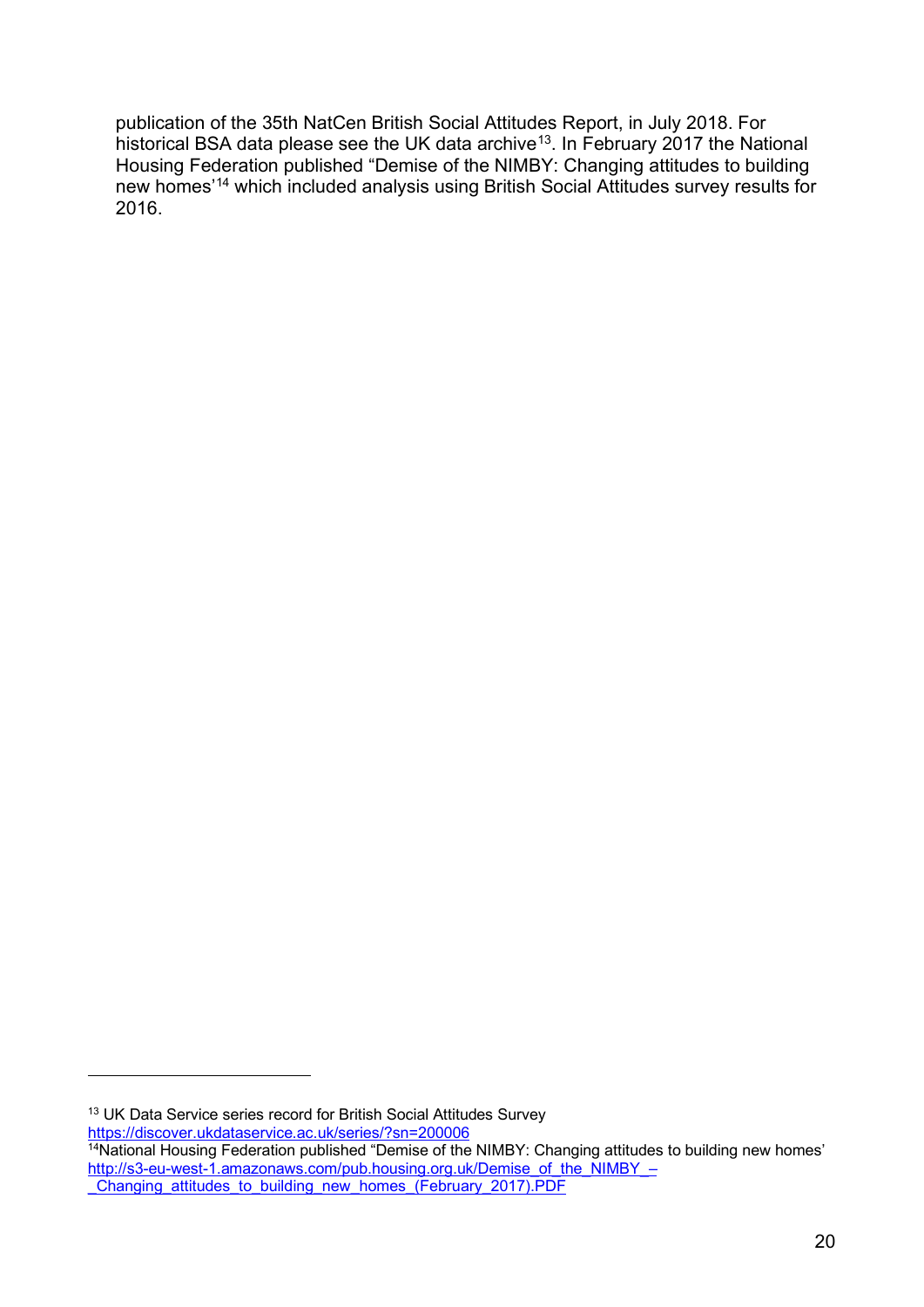publication of the 35th NatCen British Social Attitudes Report, in July 2018. For historical BSA data please see the UK data archive[13]. In February 2017 the National Housing Federation published "Demise of the NIMBY: Changing attitudes to building new homes'[14] which included analysis using British Social Attitudes survey results for 2016.

---

[13] UK Data Service series record for British Social Attitudes Survey https://discover.ukdataservice.ac.uk/series/?sn=200006

[14] National Housing Federation published "Demise of the NIMBY: Changing attitudes to building new homes' http://s3-eu-west-1.amazonaws.com/pub.housing.org.uk/Demise_of_the_NIMBY_–_Changing_attitudes_to_building_new_homes_(February_2017).PDF